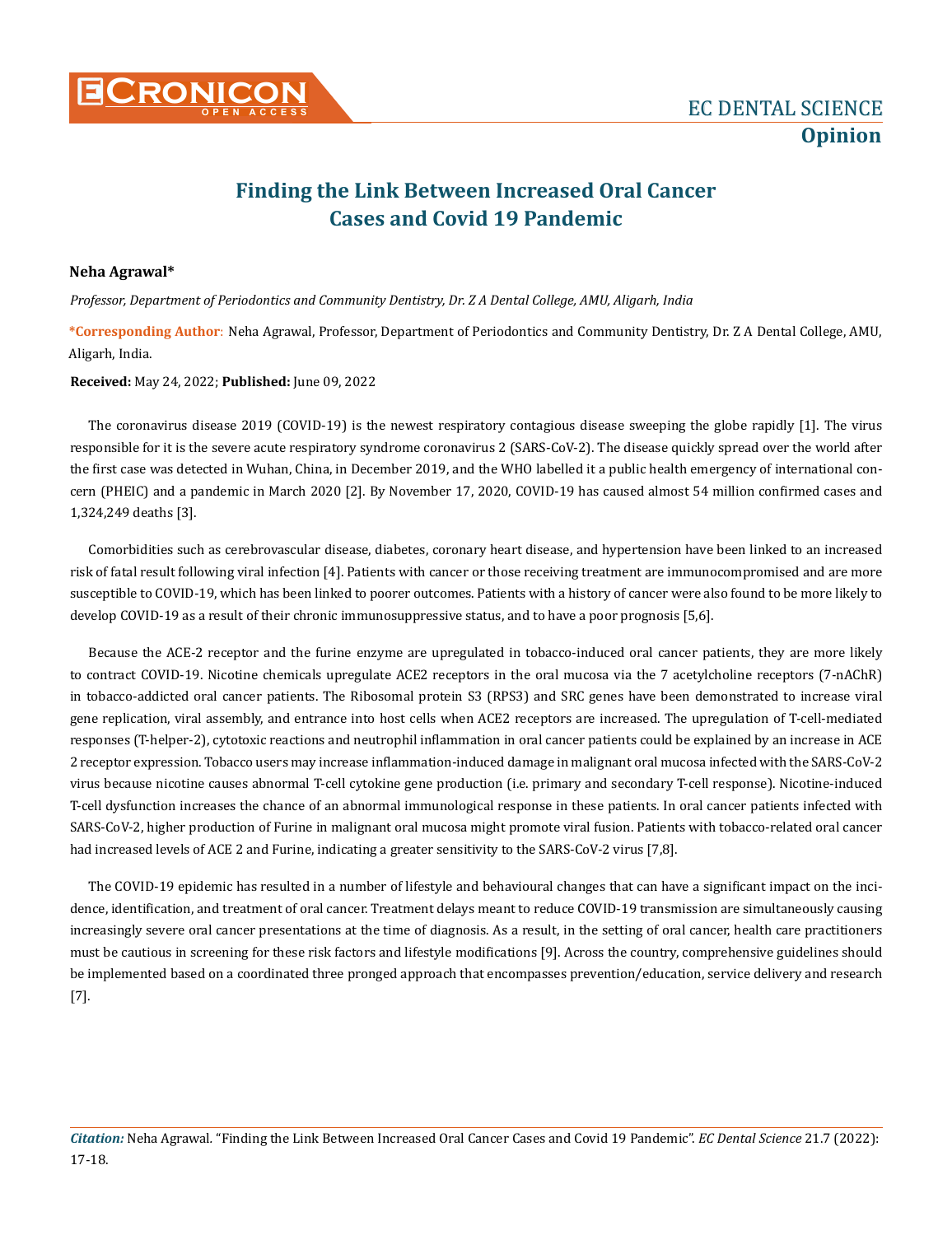# Finding the Link Between Increased Oral Cancer Cases and Covid 19 Pandemic

**Neha Agrawal***

*Professor, Department of Periodontics and Community Dentistry, Dr. Z A Dental College, AMU, Aligarh, India*

**\*Corresponding Author**: Neha Agrawal, Professor, Department of Periodontics and Community Dentistry, Dr. Z A Dental College, AMU, Aligarh, India.

**Received:** May 24, 2022; **Published:** June 09, 2022

The coronavirus disease 2019 (COVID-19) is the newest respiratory contagious disease sweeping the globe rapidly [1]. The virus responsible for it is the severe acute respiratory syndrome coronavirus 2 (SARS-CoV-2). The disease quickly spread over the world after the first case was detected in Wuhan, China, in December 2019, and the WHO labelled it a public health emergency of international concern (PHEIC) and a pandemic in March 2020 [2]. By November 17, 2020, COVID-19 has caused almost 54 million confirmed cases and 1,324,249 deaths [3].

Comorbidities such as cerebrovascular disease, diabetes, coronary heart disease, and hypertension have been linked to an increased risk of fatal result following viral infection [4]. Patients with cancer or those receiving treatment are immunocompromised and are more susceptible to COVID-19, which has been linked to poorer outcomes. Patients with a history of cancer were also found to be more likely to develop COVID-19 as a result of their chronic immunosuppressive status, and to have a poor prognosis [5,6].

Because the ACE-2 receptor and the furine enzyme are upregulated in tobacco-induced oral cancer patients, they are more likely to contract COVID-19. Nicotine chemicals upregulate ACE2 receptors in the oral mucosa via the 7 acetylcholine receptors (7-nAChR) in tobacco-addicted oral cancer patients. The Ribosomal protein S3 (RPS3) and SRC genes have been demonstrated to increase viral gene replication, viral assembly, and entrance into host cells when ACE2 receptors are increased. The upregulation of T-cell-mediated responses (T-helper-2), cytotoxic reactions and neutrophil inflammation in oral cancer patients could be explained by an increase in ACE 2 receptor expression. Tobacco users may increase inflammation-induced damage in malignant oral mucosa infected with the SARS-CoV-2 virus because nicotine causes abnormal T-cell cytokine gene production (i.e. primary and secondary T-cell response). Nicotine-induced T-cell dysfunction increases the chance of an abnormal immunological response in these patients. In oral cancer patients infected with SARS-CoV-2, higher production of Furine in malignant oral mucosa might promote viral fusion. Patients with tobacco-related oral cancer had increased levels of ACE 2 and Furine, indicating a greater sensitivity to the SARS-CoV-2 virus [7,8].

The COVID-19 epidemic has resulted in a number of lifestyle and behavioural changes that can have a significant impact on the incidence, identification, and treatment of oral cancer. Treatment delays meant to reduce COVID-19 transmission are simultaneously causing increasingly severe oral cancer presentations at the time of diagnosis. As a result, in the setting of oral cancer, health care practitioners must be cautious in screening for these risk factors and lifestyle modifications [9]. Across the country, comprehensive guidelines should be implemented based on a coordinated three pronged approach that encompasses prevention/education, service delivery and research [7].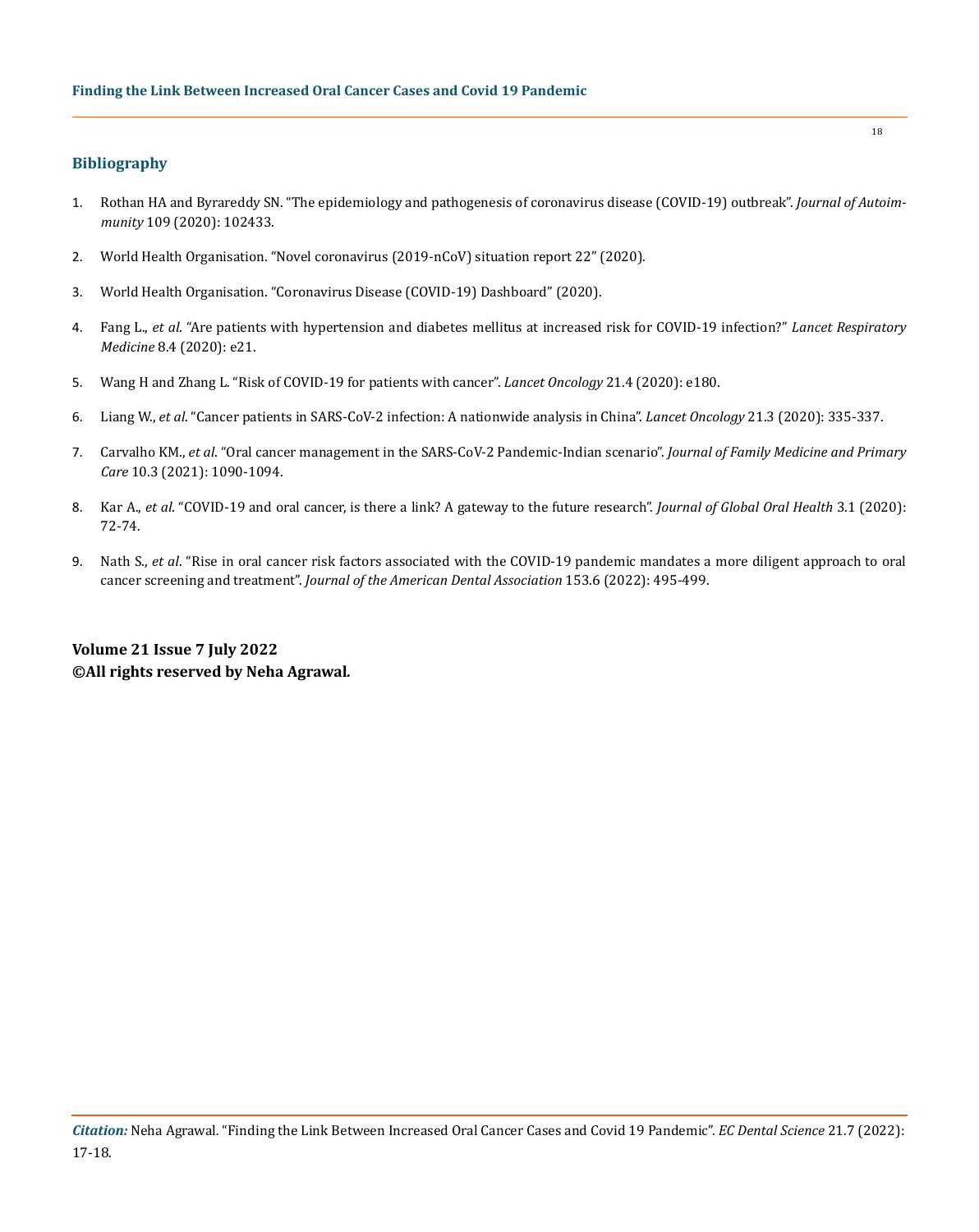## Bibliography

1. Rothan HA and Byrareddy SN. "The epidemiology and pathogenesis of coronavirus disease (COVID-19) outbreak". *Journal of Autoimmunity* 109 (2020): 102433.

2. World Health Organisation. "Novel coronavirus (2019-nCoV) situation report 22" (2020).

3. World Health Organisation. "Coronavirus Disease (COVID-19) Dashboard" (2020).

4. Fang L., *et al*. "Are patients with hypertension and diabetes mellitus at increased risk for COVID-19 infection?" *Lancet Respiratory Medicine* 8.4 (2020): e21.

5. Wang H and Zhang L. "Risk of COVID-19 for patients with cancer". *Lancet Oncology* 21.4 (2020): e180.

6. Liang W., *et al*. "Cancer patients in SARS-CoV-2 infection: A nationwide analysis in China". *Lancet Oncology* 21.3 (2020): 335-337.

7. Carvalho KM., *et al*. "Oral cancer management in the SARS-CoV-2 Pandemic-Indian scenario". *Journal of Family Medicine and Primary Care* 10.3 (2021): 1090-1094.

8. Kar A., *et al*. "COVID-19 and oral cancer, is there a link? A gateway to the future research". *Journal of Global Oral Health* 3.1 (2020): 72-74.

9. Nath S., *et al*. "Rise in oral cancer risk factors associated with the COVID-19 pandemic mandates a more diligent approach to oral cancer screening and treatment". *Journal of the American Dental Association* 153.6 (2022): 495-499.

**Volume 21 Issue 7 July 2022**
**©All rights reserved by Neha Agrawal.**